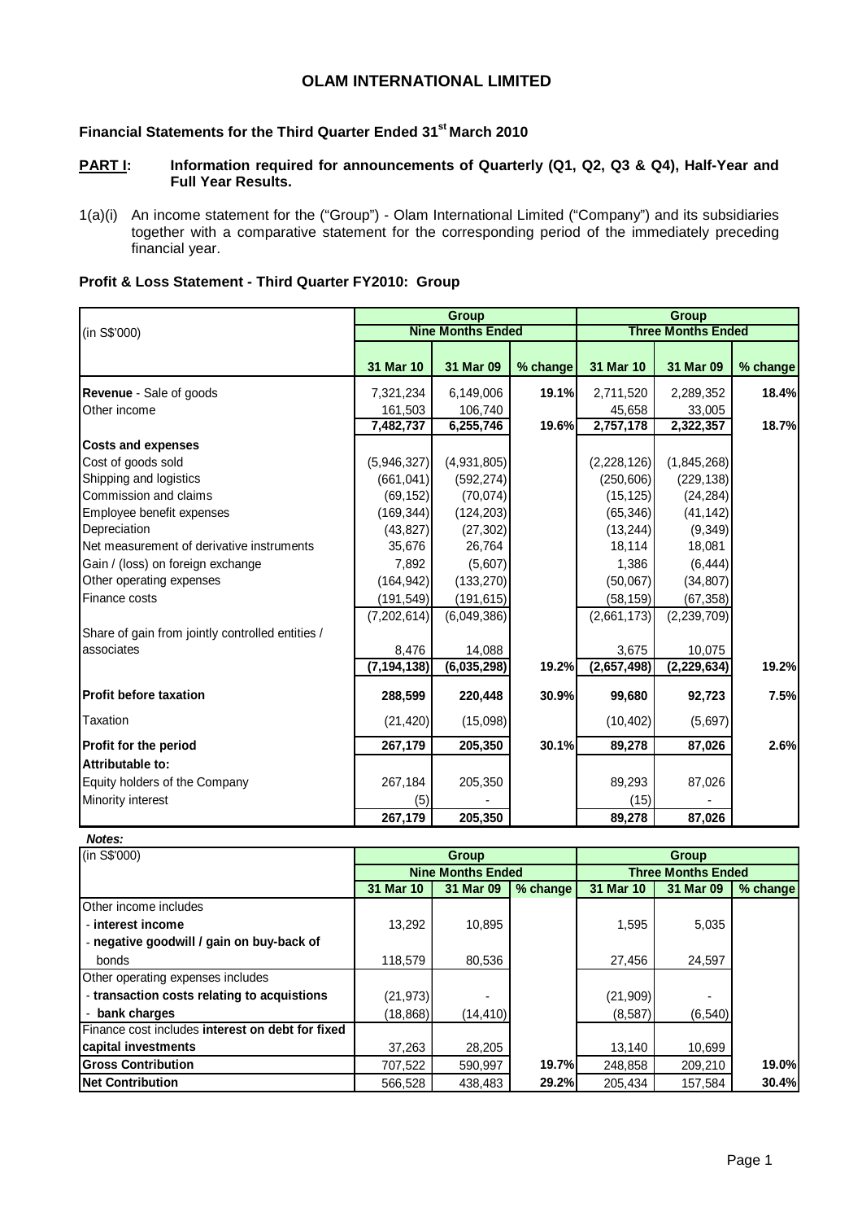# OLAM INTERNATIONAL LIMITED

## Financial Statements for the Third Quarter Ended 31st March 2010

**PART I: Information required for announcements of Quarterly (Q1, Q2, Q3 & Q4), Half-Year and Full Year Results.**

1(a)(i) An income statement for the ("Group") - Olam International Limited ("Company") and its subsidiaries together with a comparative statement for the corresponding period of the immediately preceding financial year.

### Profit & Loss Statement - Third Quarter FY2010: Group

| (in S$'000) | Group | | | Group | | |
|---|---|---|---|---|---|---|
| | Nine Months Ended | | | Three Months Ended | | |
| | 31 Mar 10 | 31 Mar 09 | % change | 31 Mar 10 | 31 Mar 09 | % change |
| **Revenue** - Sale of goods | 7,321,234 | 6,149,006 | **19.1%** | 2,711,520 | 2,289,352 | **18.4%** |
| Other income | 161,503 | 106,740 | | 45,658 | 33,005 | |
| | **7,482,737** | **6,255,746** | **19.6%** | **2,757,178** | **2,322,357** | **18.7%** |
| **Costs and expenses** | | | | | | |
| Cost of goods sold | (5,946,327) | (4,931,805) | | (2,228,126) | (1,845,268) | |
| Shipping and logistics | (661,041) | (592,274) | | (250,606) | (229,138) | |
| Commission and claims | (69,152) | (70,074) | | (15,125) | (24,284) | |
| Employee benefit expenses | (169,344) | (124,203) | | (65,346) | (41,142) | |
| Depreciation | (43,827) | (27,302) | | (13,244) | (9,349) | |
| Net measurement of derivative instruments | 35,676 | 26,764 | | 18,114 | 18,081 | |
| Gain / (loss) on foreign exchange | 7,892 | (5,607) | | 1,386 | (6,444) | |
| Other operating expenses | (164,942) | (133,270) | | (50,067) | (34,807) | |
| Finance costs | (191,549) | (191,615) | | (58,159) | (67,358) | |
| | (7,202,614) | (6,049,386) | | (2,661,173) | (2,239,709) | |
| Share of gain from jointly controlled entities / associates | 8,476 | 14,088 | | 3,675 | 10,075 | |
| | **(7,194,138)** | **(6,035,298)** | **19.2%** | **(2,657,498)** | **(2,229,634)** | **19.2%** |
| **Profit before taxation** | **288,599** | **220,448** | **30.9%** | **99,680** | **92,723** | **7.5%** |
| Taxation | (21,420) | (15,098) | | (10,402) | (5,697) | |
| **Profit for the period** | **267,179** | **205,350** | **30.1%** | **89,278** | **87,026** | **2.6%** |
| **Attributable to:** | | | | | | |
| Equity holders of the Company | 267,184 | 205,350 | | 89,293 | 87,026 | |
| Minority interest | (5) | - | | (15) | - | |
| | **267,179** | **205,350** | | **89,278** | **87,026** | |

***Notes:***

| (in S$'000) | Group | | | Group | | |
|---|---|---|---|---|---|---|
| | Nine Months Ended | | | Three Months Ended | | |
| | 31 Mar 10 | 31 Mar 09 | % change | 31 Mar 10 | 31 Mar 09 | % change |
| Other income includes | | | | | | |
| - **interest income** | 13,292 | 10,895 | | 1,595 | 5,035 | |
| - **negative goodwill / gain on buy-back of bonds** | 118,579 | 80,536 | | 27,456 | 24,597 | |
| Other operating expenses includes | | | | | | |
| - **transaction costs relating to acquistions** | (21,973) | - | | (21,909) | - | |
| - **bank charges** | (18,868) | (14,410) | | (8,587) | (6,540) | |
| Finance cost includes **interest on debt for fixed capital investments** | 37,263 | 28,205 | | 13,140 | 10,699 | |
| **Gross Contribution** | 707,522 | 590,997 | **19.7%** | 248,858 | 209,210 | **19.0%** |
| **Net Contribution** | 566,528 | 438,483 | **29.2%** | 205,434 | 157,584 | **30.4%** |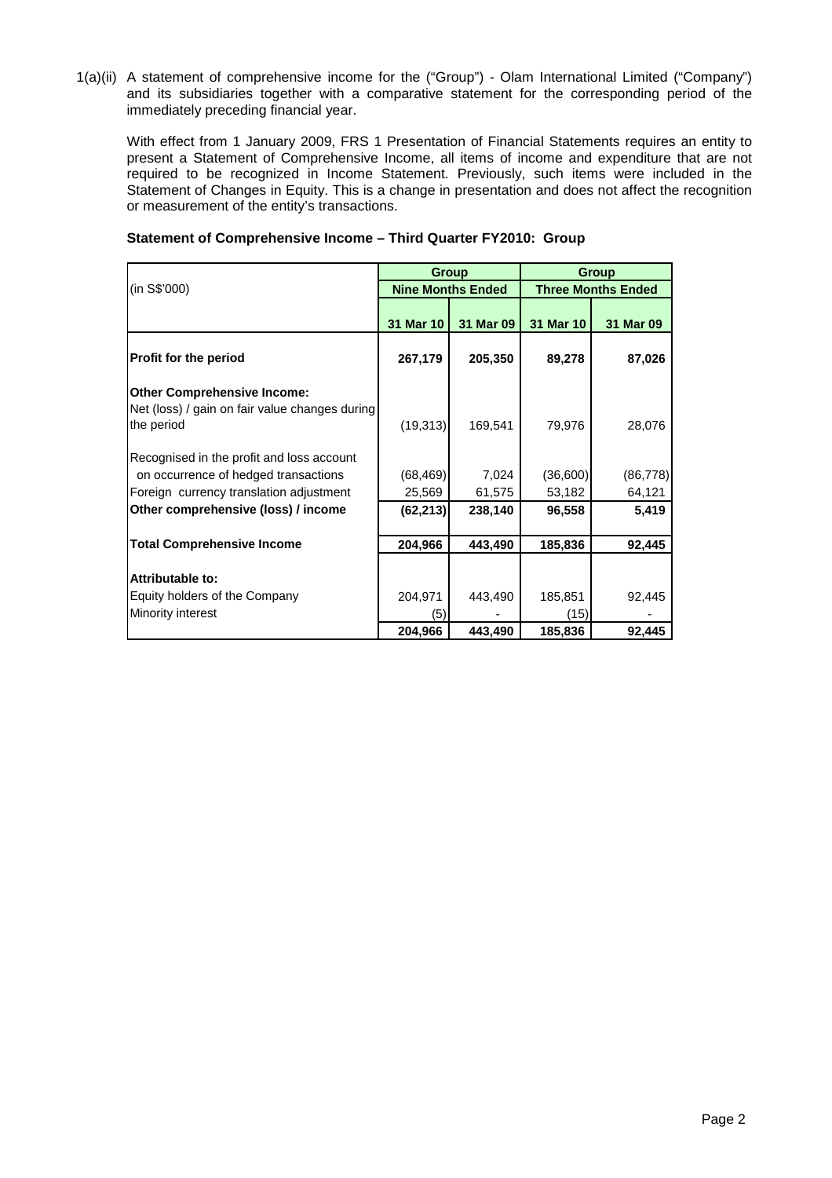1(a)(ii) A statement of comprehensive income for the ("Group") - Olam International Limited ("Company") and its subsidiaries together with a comparative statement for the corresponding period of the immediately preceding financial year.

With effect from 1 January 2009, FRS 1 Presentation of Financial Statements requires an entity to present a Statement of Comprehensive Income, all items of income and expenditure that are not required to be recognized in Income Statement. Previously, such items were included in the Statement of Changes in Equity. This is a change in presentation and does not affect the recognition or measurement of the entity's transactions.

**Statement of Comprehensive Income – Third Quarter FY2010: Group**

| (in S$'000) | Group | | Group | |
|---|---|---|---|---|
| | Nine Months Ended | | Three Months Ended | |
| | 31 Mar 10 | 31 Mar 09 | 31 Mar 10 | 31 Mar 09 |
| **Profit for the period** | **267,179** | **205,350** | **89,278** | **87,026** |
| **Other Comprehensive Income:** | | | | |
| Net (loss) / gain on fair value changes during the period | (19,313) | 169,541 | 79,976 | 28,076 |
| Recognised in the profit and loss account on occurrence of hedged transactions | (68,469) | 7,024 | (36,600) | (86,778) |
| Foreign currency translation adjustment | 25,569 | 61,575 | 53,182 | 64,121 |
| **Other comprehensive (loss) / income** | **(62,213)** | **238,140** | **96,558** | **5,419** |
| **Total Comprehensive Income** | **204,966** | **443,490** | **185,836** | **92,445** |
| **Attributable to:** | | | | |
| Equity holders of the Company | 204,971 | 443,490 | 185,851 | 92,445 |
| Minority interest | (5) | - | (15) | - |
| | **204,966** | **443,490** | **185,836** | **92,445** |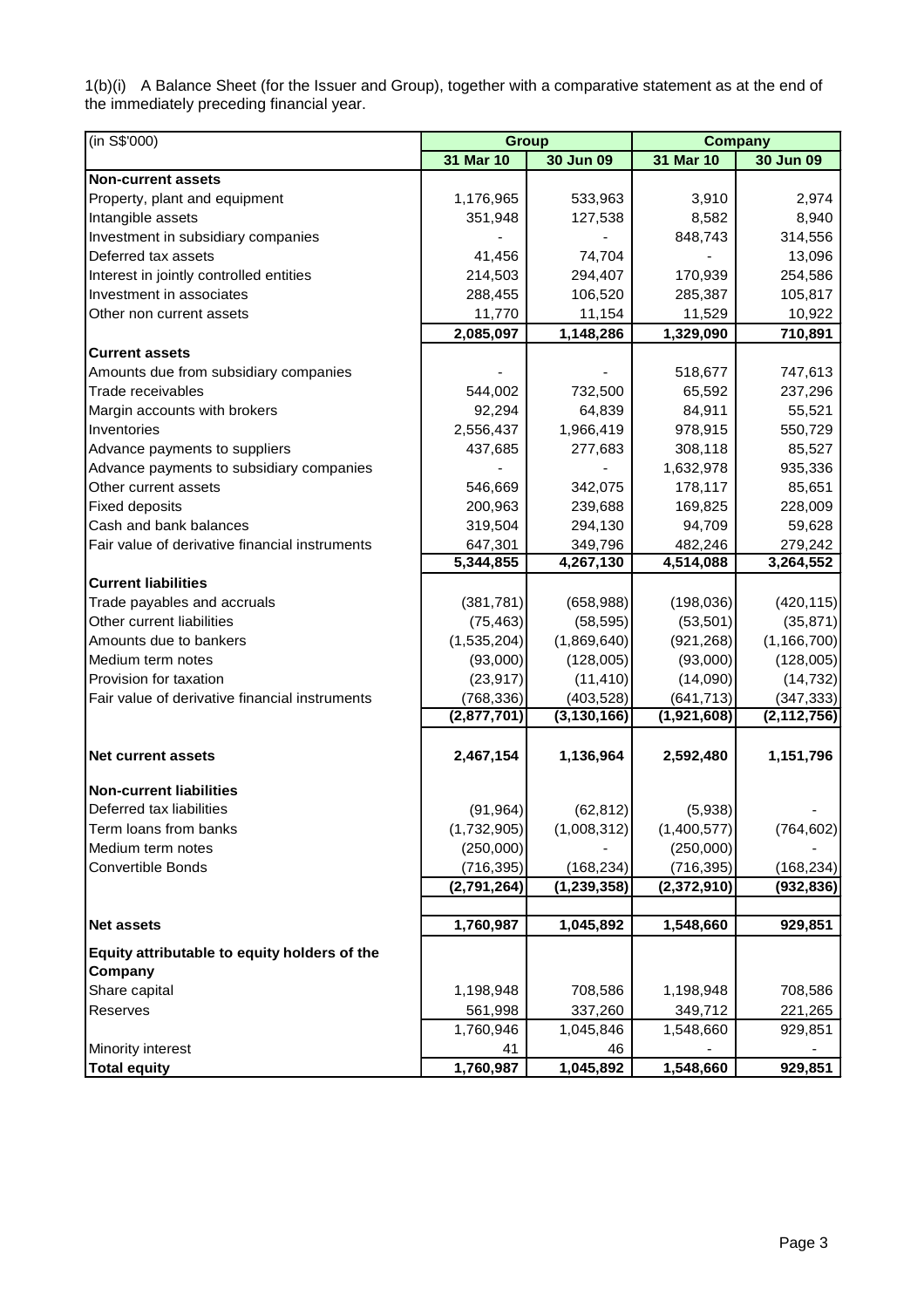1(b)(i) A Balance Sheet (for the Issuer and Group), together with a comparative statement as at the end of the immediately preceding financial year.

| (in S$'000) | Group | | Company | |
|---|---|---|---|---|
| | 31 Mar 10 | 30 Jun 09 | 31 Mar 10 | 30 Jun 09 |
| **Non-current assets** | | | | |
| Property, plant and equipment | 1,176,965 | 533,963 | 3,910 | 2,974 |
| Intangible assets | 351,948 | 127,538 | 8,582 | 8,940 |
| Investment in subsidiary companies | - | - | 848,743 | 314,556 |
| Deferred tax assets | 41,456 | 74,704 | - | 13,096 |
| Interest in jointly controlled entities | 214,503 | 294,407 | 170,939 | 254,586 |
| Investment in associates | 288,455 | 106,520 | 285,387 | 105,817 |
| Other non current assets | 11,770 | 11,154 | 11,529 | 10,922 |
| | **2,085,097** | **1,148,286** | **1,329,090** | **710,891** |
| **Current assets** | | | | |
| Amounts due from subsidiary companies | - | - | 518,677 | 747,613 |
| Trade receivables | 544,002 | 732,500 | 65,592 | 237,296 |
| Margin accounts with brokers | 92,294 | 64,839 | 84,911 | 55,521 |
| Inventories | 2,556,437 | 1,966,419 | 978,915 | 550,729 |
| Advance payments to suppliers | 437,685 | 277,683 | 308,118 | 85,527 |
| Advance payments to subsidiary companies | - | - | 1,632,978 | 935,336 |
| Other current assets | 546,669 | 342,075 | 178,117 | 85,651 |
| Fixed deposits | 200,963 | 239,688 | 169,825 | 228,009 |
| Cash and bank balances | 319,504 | 294,130 | 94,709 | 59,628 |
| Fair value of derivative financial instruments | 647,301 | 349,796 | 482,246 | 279,242 |
| | **5,344,855** | **4,267,130** | **4,514,088** | **3,264,552** |
| **Current liabilities** | | | | |
| Trade payables and accruals | (381,781) | (658,988) | (198,036) | (420,115) |
| Other current liabilities | (75,463) | (58,595) | (53,501) | (35,871) |
| Amounts due to bankers | (1,535,204) | (1,869,640) | (921,268) | (1,166,700) |
| Medium term notes | (93,000) | (128,005) | (93,000) | (128,005) |
| Provision for taxation | (23,917) | (11,410) | (14,090) | (14,732) |
| Fair value of derivative financial instruments | (768,336) | (403,528) | (641,713) | (347,333) |
| | **(2,877,701)** | **(3,130,166)** | **(1,921,608)** | **(2,112,756)** |
| **Net current assets** | **2,467,154** | **1,136,964** | **2,592,480** | **1,151,796** |
| **Non-current liabilities** | | | | |
| Deferred tax liabilities | (91,964) | (62,812) | (5,938) | - |
| Term loans from banks | (1,732,905) | (1,008,312) | (1,400,577) | (764,602) |
| Medium term notes | (250,000) | - | (250,000) | - |
| Convertible Bonds | (716,395) | (168,234) | (716,395) | (168,234) |
| | **(2,791,264)** | **(1,239,358)** | **(2,372,910)** | **(932,836)** |
| **Net assets** | **1,760,987** | **1,045,892** | **1,548,660** | **929,851** |
| **Equity attributable to equity holders of the Company** | | | | |
| Share capital | 1,198,948 | 708,586 | 1,198,948 | 708,586 |
| Reserves | 561,998 | 337,260 | 349,712 | 221,265 |
| | 1,760,946 | 1,045,846 | 1,548,660 | 929,851 |
| Minority interest | 41 | 46 | - | - |
| **Total equity** | **1,760,987** | **1,045,892** | **1,548,660** | **929,851** |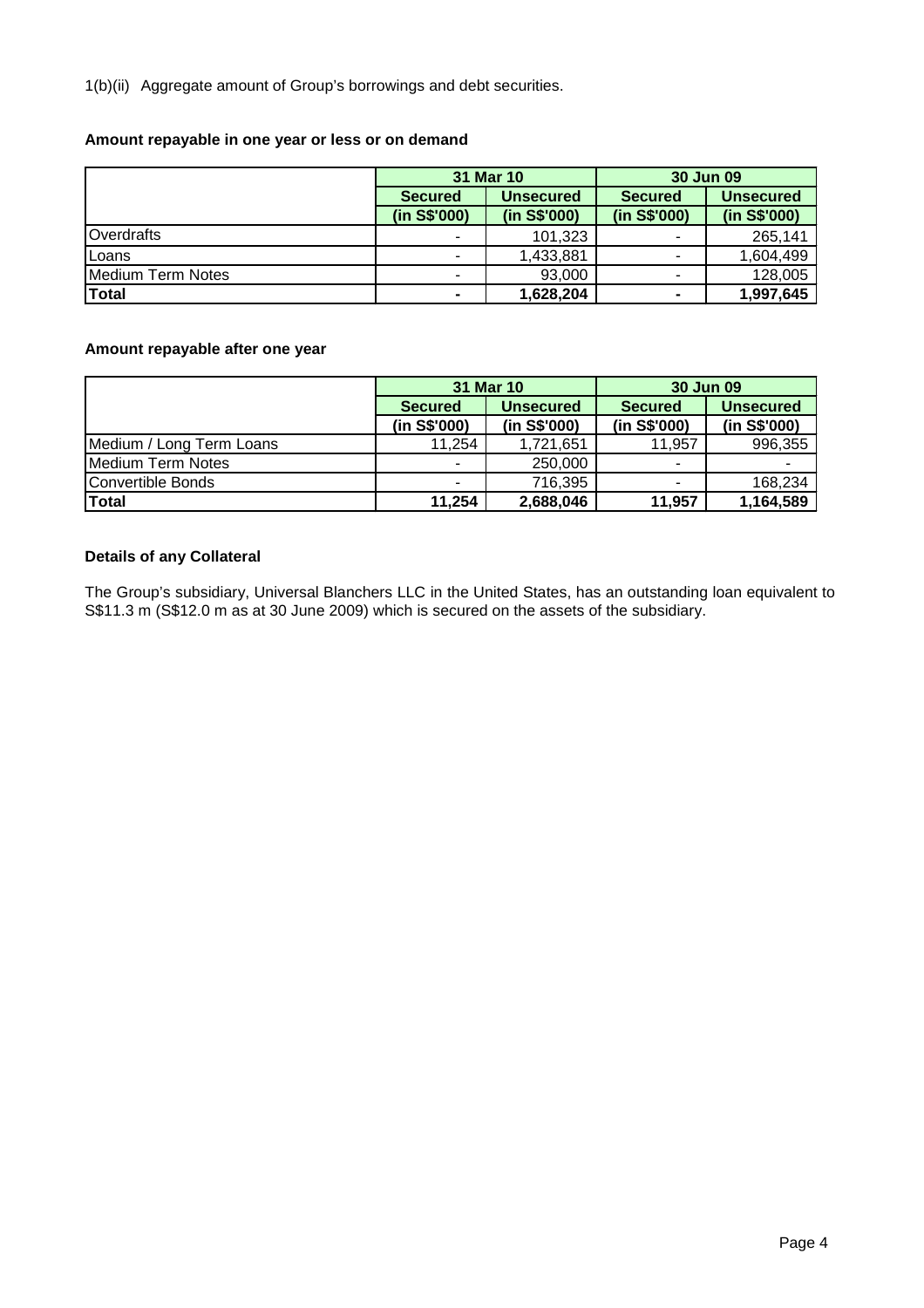1(b)(ii) Aggregate amount of Group's borrowings and debt securities.

**Amount repayable in one year or less or on demand**

| | 31 Mar 10 | | 30 Jun 09 | |
|---|---|---|---|---|
| | **Secured** | **Unsecured** | **Secured** | **Unsecured** |
| | **(in S$'000)** | **(in S$'000)** | **(in S$'000)** | **(in S$'000)** |
| Overdrafts | - | 101,323 | - | 265,141 |
| Loans | - | 1,433,881 | - | 1,604,499 |
| Medium Term Notes | - | 93,000 | - | 128,005 |
| **Total** | **-** | **1,628,204** | **-** | **1,997,645** |

**Amount repayable after one year**

| | 31 Mar 10 | | 30 Jun 09 | |
|---|---|---|---|---|
| | **Secured** | **Unsecured** | **Secured** | **Unsecured** |
| | **(in S$'000)** | **(in S$'000)** | **(in S$'000)** | **(in S$'000)** |
| Medium / Long Term Loans | 11,254 | 1,721,651 | 11,957 | 996,355 |
| Medium Term Notes | - | 250,000 | - | - |
| Convertible Bonds | - | 716,395 | - | 168,234 |
| **Total** | **11,254** | **2,688,046** | **11,957** | **1,164,589** |

**Details of any Collateral**

The Group's subsidiary, Universal Blanchers LLC in the United States, has an outstanding loan equivalent to S$11.3 m (S$12.0 m as at 30 June 2009) which is secured on the assets of the subsidiary.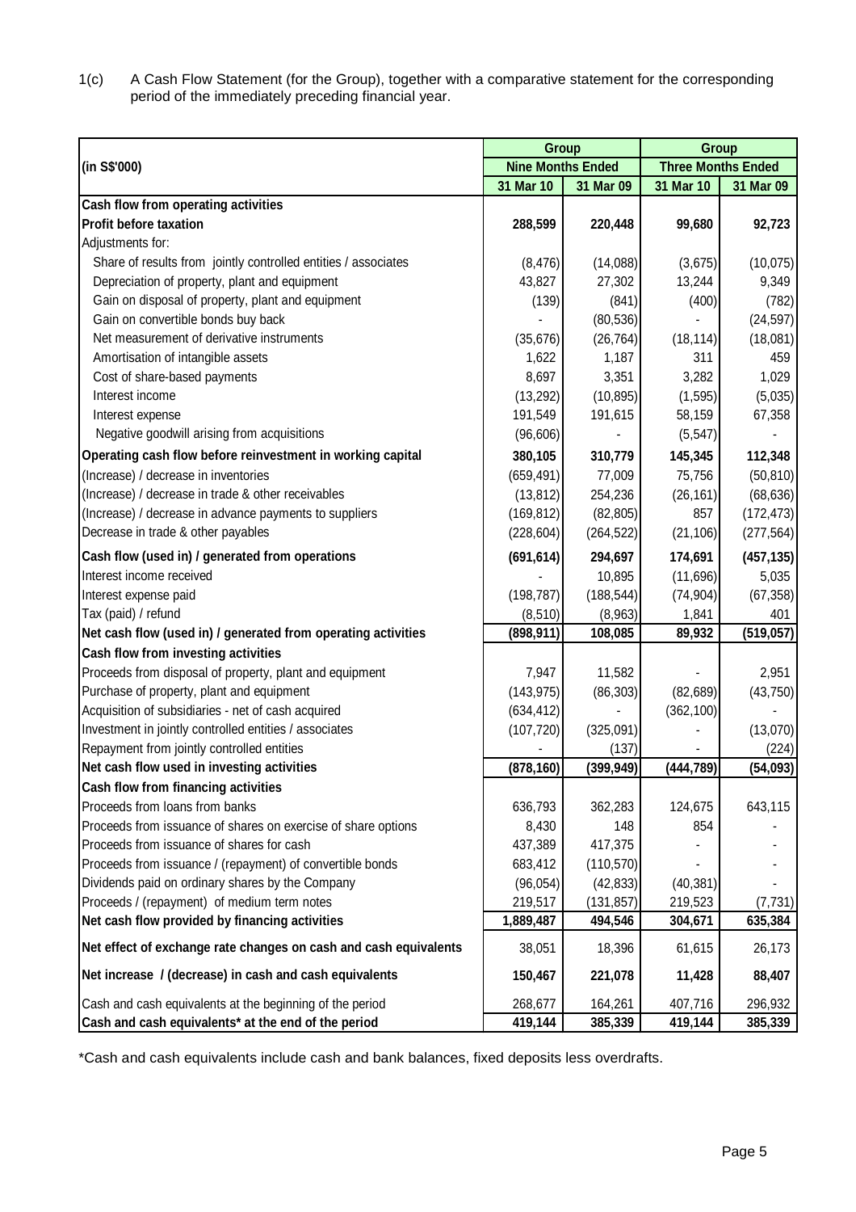1(c) A Cash Flow Statement (for the Group), together with a comparative statement for the corresponding period of the immediately preceding financial year.

| (in S$'000) | Group | | Group | |
|---|---|---|---|---|
| | Nine Months Ended | | Three Months Ended | |
| | 31 Mar 10 | 31 Mar 09 | 31 Mar 10 | 31 Mar 09 |
| **Cash flow from operating activities** | | | | |
| **Profit before taxation** | **288,599** | **220,448** | **99,680** | **92,723** |
| Adjustments for: | | | | |
| Share of results from jointly controlled entities / associates | (8,476) | (14,088) | (3,675) | (10,075) |
| Depreciation of property, plant and equipment | 43,827 | 27,302 | 13,244 | 9,349 |
| Gain on disposal of property, plant and equipment | (139) | (841) | (400) | (782) |
| Gain on convertible bonds buy back | - | (80,536) | - | (24,597) |
| Net measurement of derivative instruments | (35,676) | (26,764) | (18,114) | (18,081) |
| Amortisation of intangible assets | 1,622 | 1,187 | 311 | 459 |
| Cost of share-based payments | 8,697 | 3,351 | 3,282 | 1,029 |
| Interest income | (13,292) | (10,895) | (1,595) | (5,035) |
| Interest expense | 191,549 | 191,615 | 58,159 | 67,358 |
| Negative goodwill arising from acquisitions | (96,606) | - | (5,547) | - |
| **Operating cash flow before reinvestment in working capital** | **380,105** | **310,779** | **145,345** | **112,348** |
| (Increase) / decrease in inventories | (659,491) | 77,009 | 75,756 | (50,810) |
| (Increase) / decrease in trade & other receivables | (13,812) | 254,236 | (26,161) | (68,636) |
| (Increase) / decrease in advance payments to suppliers | (169,812) | (82,805) | 857 | (172,473) |
| Decrease in trade & other payables | (228,604) | (264,522) | (21,106) | (277,564) |
| **Cash flow (used in) / generated from operations** | **(691,614)** | **294,697** | **174,691** | **(457,135)** |
| Interest income received | - | 10,895 | (11,696) | 5,035 |
| Interest expense paid | (198,787) | (188,544) | (74,904) | (67,358) |
| Tax (paid) / refund | (8,510) | (8,963) | 1,841 | 401 |
| **Net cash flow (used in) / generated from operating activities** | **(898,911)** | **108,085** | **89,932** | **(519,057)** |
| **Cash flow from investing activities** | | | | |
| Proceeds from disposal of property, plant and equipment | 7,947 | 11,582 | - | 2,951 |
| Purchase of property, plant and equipment | (143,975) | (86,303) | (82,689) | (43,750) |
| Acquisition of subsidiaries - net of cash acquired | (634,412) | - | (362,100) | - |
| Investment in jointly controlled entities / associates | (107,720) | (325,091) | - | (13,070) |
| Repayment from jointly controlled entities | - | (137) | - | (224) |
| **Net cash flow used in investing activities** | **(878,160)** | **(399,949)** | **(444,789)** | **(54,093)** |
| **Cash flow from financing activities** | | | | |
| Proceeds from loans from banks | 636,793 | 362,283 | 124,675 | 643,115 |
| Proceeds from issuance of shares on exercise of share options | 8,430 | 148 | 854 | - |
| Proceeds from issuance of shares for cash | 437,389 | 417,375 | - | - |
| Proceeds from issuance / (repayment) of convertible bonds | 683,412 | (110,570) | - | - |
| Dividends paid on ordinary shares by the Company | (96,054) | (42,833) | (40,381) | - |
| Proceeds / (repayment) of medium term notes | 219,517 | (131,857) | 219,523 | (7,731) |
| **Net cash flow provided by financing activities** | **1,889,487** | **494,546** | **304,671** | **635,384** |
| **Net effect of exchange rate changes on cash and cash equivalents** | 38,051 | 18,396 | 61,615 | 26,173 |
| **Net increase / (decrease) in cash and cash equivalents** | **150,467** | **221,078** | **11,428** | **88,407** |
| Cash and cash equivalents at the beginning of the period | 268,677 | 164,261 | 407,716 | 296,932 |
| **Cash and cash equivalents* at the end of the period** | **419,144** | **385,339** | **419,144** | **385,339** |

*Cash and cash equivalents include cash and bank balances, fixed deposits less overdrafts.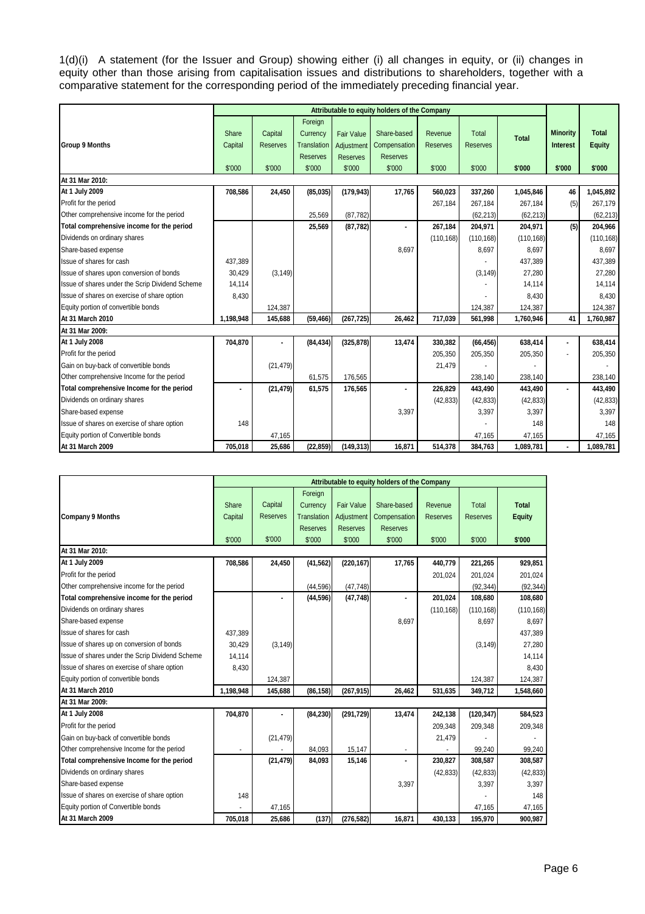1(d)(i) A statement (for the Issuer and Group) showing either (i) all changes in equity, or (ii) changes in equity other than those arising from capitalisation issues and distributions to shareholders, together with a comparative statement for the corresponding period of the immediately preceding financial year.

| Group 9 Months | Attributable to equity holders of the Company | | | | | | | | | |
|---|---|---|---|---|---|---|---|---|---|---|
| | Share Capital | Capital Reserves | Foreign Currency Translation Reserves | Fair Value Adjustment Reserves | Share-based Compensation Reserves | Revenue Reserves | Total Reserves | Total | Minority Interest | Total Equity |
| | $'000 | $'000 | $'000 | $'000 | $'000 | $'000 | $'000 | $'000 | $'000 | $'000 |
| **At 31 Mar 2010:** | | | | | | | | | | |
| **At 1 July 2009** | **708,586** | **24,450** | **(85,035)** | **(179,943)** | **17,765** | **560,023** | **337,260** | **1,045,846** | **46** | **1,045,892** |
| Profit for the period | | | | | | 267,184 | 267,184 | 267,184 | (5) | 267,179 |
| Other comprehensive income for the period | | | 25,569 | (87,782) | | | (62,213) | (62,213) | | (62,213) |
| **Total comprehensive income for the period** | | | **25,569** | **(87,782)** | **-** | **267,184** | **204,971** | **204,971** | **(5)** | **204,966** |
| Dividends on ordinary shares | | | | | | (110,168) | (110,168) | (110,168) | | (110,168) |
| Share-based expense | | | | | 8,697 | | 8,697 | 8,697 | | 8,697 |
| Issue of shares for cash | 437,389 | | | | | | - | 437,389 | | 437,389 |
| Issue of shares upon conversion of bonds | 30,429 | (3,149) | | | | | (3,149) | 27,280 | | 27,280 |
| Issue of shares under the Scrip Dividend Scheme | 14,114 | | | | | | - | 14,114 | | 14,114 |
| Issue of shares on exercise of share option | 8,430 | | | | | | - | 8,430 | | 8,430 |
| Equity portion of convertible bonds | | 124,387 | | | | | 124,387 | 124,387 | | 124,387 |
| **At 31 March 2010** | **1,198,948** | **145,688** | **(59,466)** | **(267,725)** | **26,462** | **717,039** | **561,998** | **1,760,946** | **41** | **1,760,987** |
| **At 31 Mar 2009:** | | | | | | | | | | |
| **At 1 July 2008** | **704,870** | **-** | **(84,434)** | **(325,878)** | **13,474** | **330,382** | **(66,456)** | **638,414** | **-** | **638,414** |
| Profit for the period | | | | | | 205,350 | 205,350 | 205,350 | - | 205,350 |
| Gain on buy-back of convertible bonds | | (21,479) | | | | 21,479 | - | - | | - |
| Other comprehensive Income for the period | | | 61,575 | 176,565 | | | 238,140 | 238,140 | | 238,140 |
| **Total comprehensive Income for the period** | **-** | **(21,479)** | **61,575** | **176,565** | **-** | **226,829** | **443,490** | **443,490** | **-** | **443,490** |
| Dividends on ordinary shares | | | | | | (42,833) | (42,833) | (42,833) | | (42,833) |
| Share-based expense | | | | | 3,397 | | 3,397 | 3,397 | | 3,397 |
| Issue of shares on exercise of share option | 148 | | | | | | - | 148 | | 148 |
| Equity portion of Convertible bonds | | 47,165 | | | | | 47,165 | 47,165 | | 47,165 |
| **At 31 March 2009** | **705,018** | **25,686** | **(22,859)** | **(149,313)** | **16,871** | **514,378** | **384,763** | **1,089,781** | **-** | **1,089,781** |

| Company 9 Months | Attributable to equity holders of the Company | | | | | | | |
|---|---|---|---|---|---|---|---|---|
| | Share Capital | Capital Reserves | Foreign Currency Translation Reserves | Fair Value Adjustment Reserves | Share-based Compensation Reserves | Revenue Reserves | Total Reserves | Total Equity |
| | $'000 | $'000 | $'000 | $'000 | $'000 | $'000 | $'000 | $'000 |
| **At 31 Mar 2010:** | | | | | | | | |
| **At 1 July 2009** | **708,586** | **24,450** | **(41,562)** | **(220,167)** | **17,765** | **440,779** | **221,265** | **929,851** |
| Profit for the period | | | | | | 201,024 | 201,024 | 201,024 |
| Other comprehensive income for the period | | | (44,596) | (47,748) | | | (92,344) | (92,344) |
| **Total comprehensive income for the period** | | **-** | **(44,596)** | **(47,748)** | **-** | **201,024** | **108,680** | **108,680** |
| Dividends on ordinary shares | | | | | | (110,168) | (110,168) | (110,168) |
| Share-based expense | | | | | 8,697 | | 8,697 | 8,697 |
| Issue of shares for cash | 437,389 | | | | | | | 437,389 |
| Issue of shares up on conversion of bonds | 30,429 | (3,149) | | | | | (3,149) | 27,280 |
| Issue of shares under the Scrip Dividend Scheme | 14,114 | | | | | | | 14,114 |
| Issue of shares on exercise of share option | 8,430 | | | | | | | 8,430 |
| Equity portion of convertible bonds | | 124,387 | | | | | 124,387 | 124,387 |
| **At 31 March 2010** | **1,198,948** | **145,688** | **(86,158)** | **(267,915)** | **26,462** | **531,635** | **349,712** | **1,548,660** |
| **At 31 Mar 2009:** | | | | | | | | |
| **At 1 July 2008** | **704,870** | **-** | **(84,230)** | **(291,729)** | **13,474** | **242,138** | **(120,347)** | **584,523** |
| Profit for the period | | | | | | 209,348 | 209,348 | 209,348 |
| Gain on buy-back of convertible bonds | | (21,479) | | | | 21,479 | - | - |
| Other comprehensive Income for the period | - | - | 84,093 | 15,147 | - | - | 99,240 | 99,240 |
| **Total comprehensive Income for the period** | | **(21,479)** | **84,093** | **15,146** | **-** | **230,827** | **308,587** | **308,587** |
| Dividends on ordinary shares | | | | | | (42,833) | (42,833) | (42,833) |
| Share-based expense | | | | | 3,397 | | 3,397 | 3,397 |
| Issue of shares on exercise of share option | 148 | | | | | | - | 148 |
| Equity portion of Convertible bonds | - | 47,165 | | | | | 47,165 | 47,165 |
| **At 31 March 2009** | **705,018** | **25,686** | **(137)** | **(276,582)** | **16,871** | **430,133** | **195,970** | **900,987** |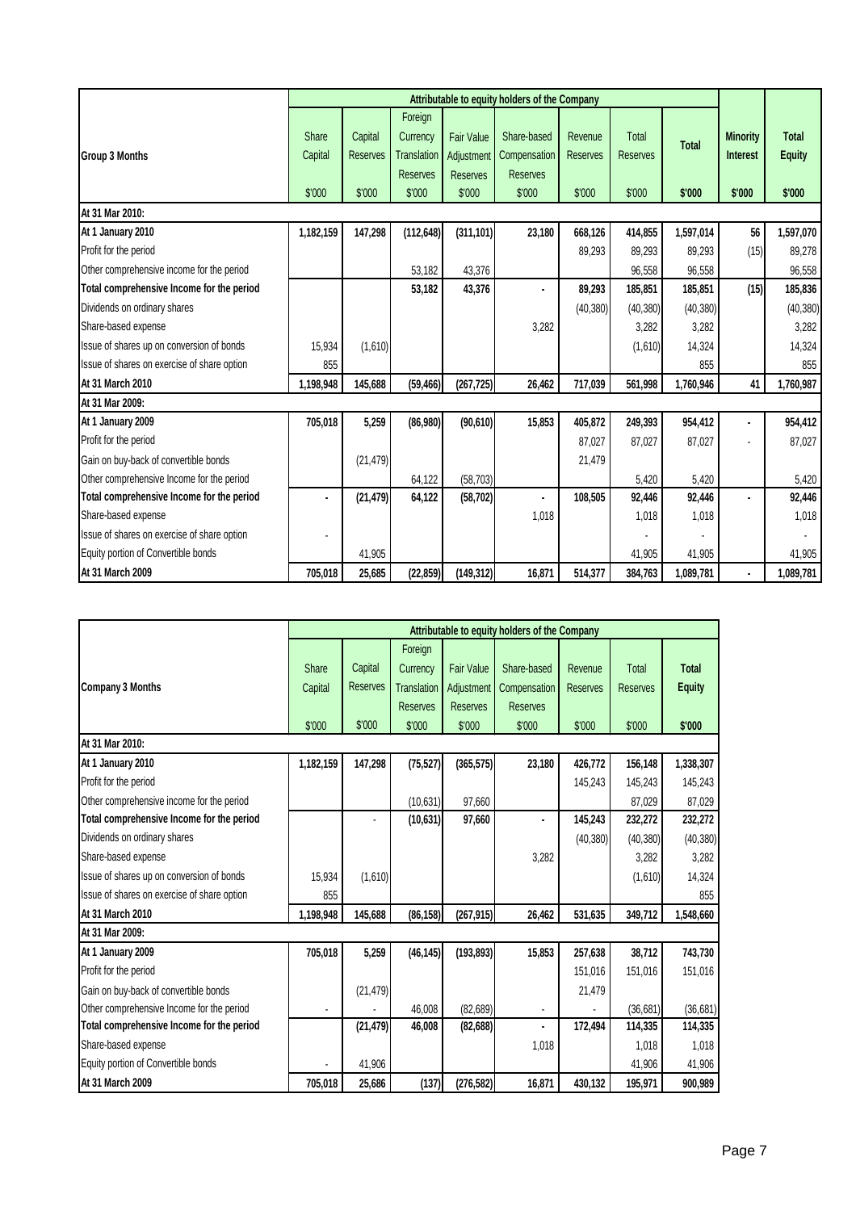| Group 3 Months | Attributable to equity holders of the Company | | | | | | | | | |
|---|---|---|---|---|---|---|---|---|---|---|
| | Share Capital | Capital Reserves | Foreign Currency Translation Reserves | Fair Value Adjustment Reserves | Share-based Compensation Reserves | Revenue Reserves | Total Reserves | **Total** | **Minority Interest** | **Total Equity** |
| | $'000 | $'000 | $'000 | $'000 | $'000 | $'000 | $'000 | **$'000** | **$'000** | **$'000** |
| **At 31 Mar 2010:** | | | | | | | | | | |
| **At 1 January 2010** | **1,182,159** | **147,298** | **(112,648)** | **(311,101)** | **23,180** | **668,126** | **414,855** | **1,597,014** | **56** | **1,597,070** |
| Profit for the period | | | | | | 89,293 | 89,293 | 89,293 | (15) | 89,278 |
| Other comprehensive income for the period | | | 53,182 | 43,376 | | | 96,558 | 96,558 | | 96,558 |
| **Total comprehensive Income for the period** | | | **53,182** | **43,376** | **-** | **89,293** | **185,851** | **185,851** | **(15)** | **185,836** |
| Dividends on ordinary shares | | | | | | (40,380) | (40,380) | (40,380) | | (40,380) |
| Share-based expense | | | | | 3,282 | | 3,282 | 3,282 | | 3,282 |
| Issue of shares up on conversion of bonds | 15,934 | (1,610) | | | | | (1,610) | 14,324 | | 14,324 |
| Issue of shares on exercise of share option | 855 | | | | | | | 855 | | 855 |
| **At 31 March 2010** | **1,198,948** | **145,688** | **(59,466)** | **(267,725)** | **26,462** | **717,039** | **561,998** | **1,760,946** | **41** | **1,760,987** |
| **At 31 Mar 2009:** | | | | | | | | | | |
| **At 1 January 2009** | **705,018** | **5,259** | **(86,980)** | **(90,610)** | **15,853** | **405,872** | **249,393** | **954,412** | **-** | **954,412** |
| Profit for the period | | | | | | 87,027 | 87,027 | 87,027 | - | 87,027 |
| Gain on buy-back of convertible bonds | | (21,479) | | | | 21,479 | | | | |
| Other comprehensive Income for the period | | | 64,122 | (58,703) | | | 5,420 | 5,420 | | 5,420 |
| **Total comprehensive Income for the period** | **-** | **(21,479)** | **64,122** | **(58,702)** | **-** | **108,505** | **92,446** | **92,446** | **-** | **92,446** |
| Share-based expense | | | | | 1,018 | | 1,018 | 1,018 | | 1,018 |
| Issue of shares on exercise of share option | - | | | | | | - | - | | - |
| Equity portion of Convertible bonds | | 41,905 | | | | | 41,905 | 41,905 | | 41,905 |
| **At 31 March 2009** | **705,018** | **25,685** | **(22,859)** | **(149,312)** | **16,871** | **514,377** | **384,763** | **1,089,781** | **-** | **1,089,781** |

| Company 3 Months | Attributable to equity holders of the Company | | | | | | | |
|---|---|---|---|---|---|---|---|---|
| | Share Capital | Capital Reserves | Foreign Currency Translation Reserves | Fair Value Adjustment Reserves | Share-based Compensation Reserves | Revenue Reserves | Total Reserves | **Total Equity** |
| | $'000 | $'000 | $'000 | $'000 | $'000 | $'000 | $'000 | **$'000** |
| **At 31 Mar 2010:** | | | | | | | | |
| **At 1 January 2010** | **1,182,159** | **147,298** | **(75,527)** | **(365,575)** | **23,180** | **426,772** | **156,148** | **1,338,307** |
| Profit for the period | | | | | | 145,243 | 145,243 | 145,243 |
| Other comprehensive income for the period | | | (10,631) | 97,660 | | | 87,029 | 87,029 |
| **Total comprehensive Income for the period** | | **-** | **(10,631)** | **97,660** | **-** | **145,243** | **232,272** | **232,272** |
| Dividends on ordinary shares | | | | | | (40,380) | (40,380) | (40,380) |
| Share-based expense | | | | | 3,282 | | 3,282 | 3,282 |
| Issue of shares up on conversion of bonds | 15,934 | (1,610) | | | | | (1,610) | 14,324 |
| Issue of shares on exercise of share option | 855 | | | | | | | 855 |
| **At 31 March 2010** | **1,198,948** | **145,688** | **(86,158)** | **(267,915)** | **26,462** | **531,635** | **349,712** | **1,548,660** |
| **At 31 Mar 2009:** | | | | | | | | |
| **At 1 January 2009** | **705,018** | **5,259** | **(46,145)** | **(193,893)** | **15,853** | **257,638** | **38,712** | **743,730** |
| Profit for the period | | | | | | 151,016 | 151,016 | 151,016 |
| Gain on buy-back of convertible bonds | | (21,479) | | | | 21,479 | | |
| Other comprehensive Income for the period | - | - | 46,008 | (82,689) | - | - | (36,681) | (36,681) |
| **Total comprehensive Income for the period** | | **(21,479)** | **46,008** | **(82,688)** | **-** | **172,494** | **114,335** | **114,335** |
| Share-based expense | | | | | 1,018 | | 1,018 | 1,018 |
| Equity portion of Convertible bonds | - | 41,906 | | | | | 41,906 | 41,906 |
| **At 31 March 2009** | **705,018** | **25,686** | **(137)** | **(276,582)** | **16,871** | **430,132** | **195,971** | **900,989** |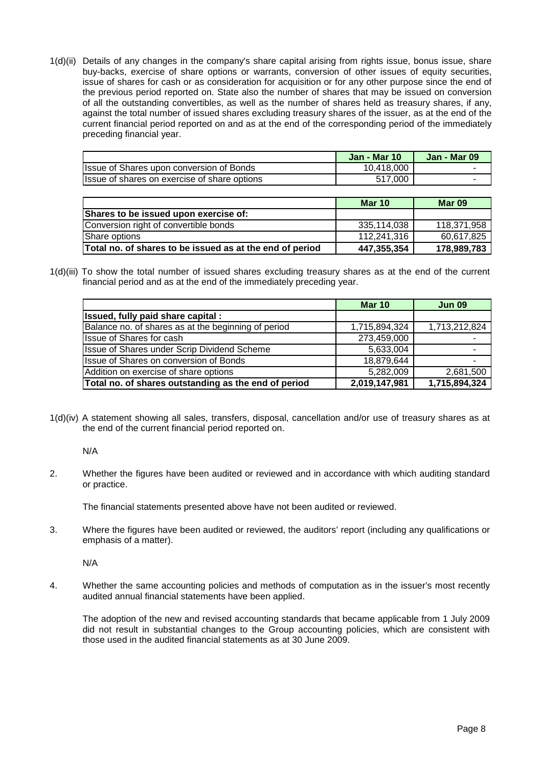1(d)(ii) Details of any changes in the company's share capital arising from rights issue, bonus issue, share buy-backs, exercise of share options or warrants, conversion of other issues of equity securities, issue of shares for cash or as consideration for acquisition or for any other purpose since the end of the previous period reported on. State also the number of shares that may be issued on conversion of all the outstanding convertibles, as well as the number of shares held as treasury shares, if any, against the total number of issued shares excluding treasury shares of the issuer, as at the end of the current financial period reported on and as at the end of the corresponding period of the immediately preceding financial year.

| | Jan - Mar 10 | Jan - Mar 09 |
|---|---|---|
| Issue of Shares upon conversion of Bonds | 10,418,000 | - |
| Issue of shares on exercise of share options | 517,000 | - |

| | Mar 10 | Mar 09 |
|---|---|---|
| **Shares to be issued upon exercise of:** | | |
| Conversion right of convertible bonds | 335,114,038 | 118,371,958 |
| Share options | 112,241,316 | 60,617,825 |
| **Total no. of shares to be issued as at the end of period** | **447,355,354** | **178,989,783** |

1(d)(iii) To show the total number of issued shares excluding treasury shares as at the end of the current financial period and as at the end of the immediately preceding year.

| | Mar 10 | Jun 09 |
|---|---|---|
| **Issued, fully paid share capital :** | | |
| Balance no. of shares as at the beginning of period | 1,715,894,324 | 1,713,212,824 |
| Issue of Shares for cash | 273,459,000 | - |
| Issue of Shares under Scrip Dividend Scheme | 5,633,004 | - |
| Issue of Shares on conversion of Bonds | 18,879,644 | - |
| Addition on exercise of share options | 5,282,009 | 2,681,500 |
| **Total no. of shares outstanding as the end of period** | **2,019,147,981** | **1,715,894,324** |

1(d)(iv) A statement showing all sales, transfers, disposal, cancellation and/or use of treasury shares as at the end of the current financial period reported on.

N/A

2. Whether the figures have been audited or reviewed and in accordance with which auditing standard or practice.

The financial statements presented above have not been audited or reviewed.

3. Where the figures have been audited or reviewed, the auditors' report (including any qualifications or emphasis of a matter).

N/A

4. Whether the same accounting policies and methods of computation as in the issuer's most recently audited annual financial statements have been applied.

The adoption of the new and revised accounting standards that became applicable from 1 July 2009 did not result in substantial changes to the Group accounting policies, which are consistent with those used in the audited financial statements as at 30 June 2009.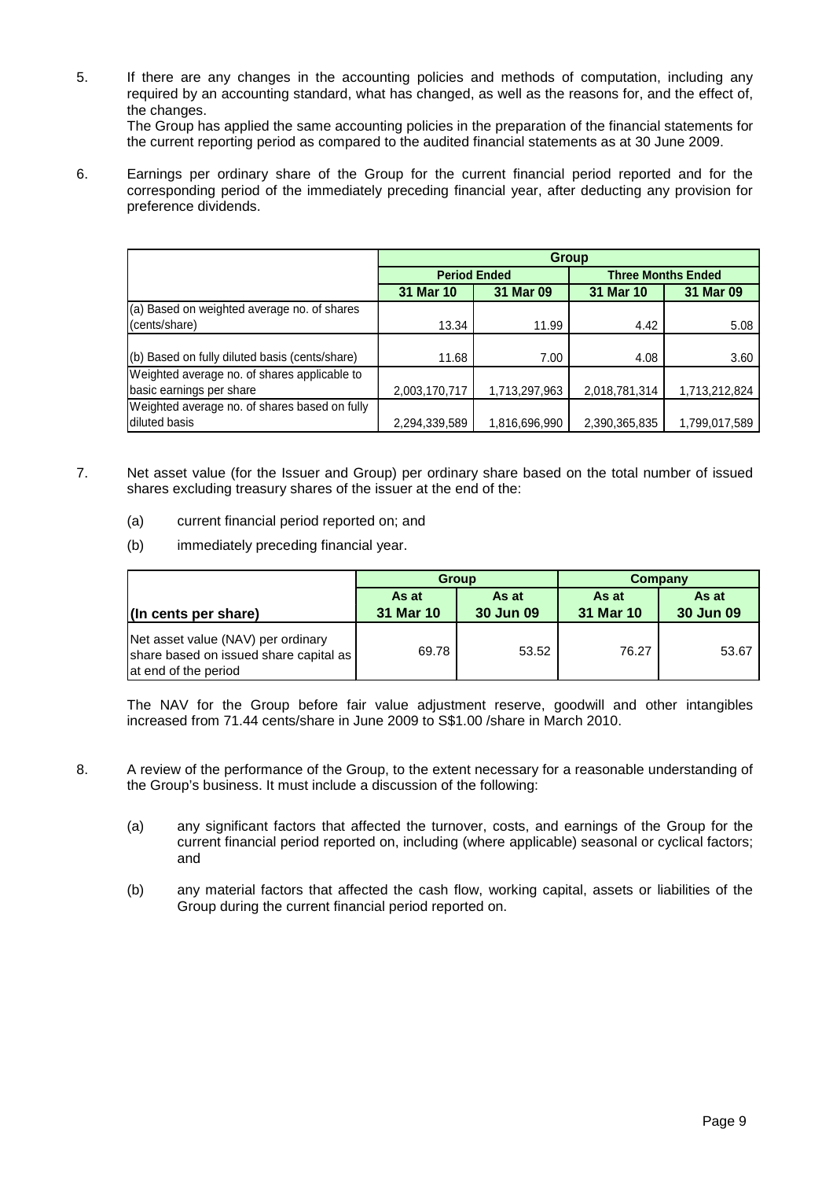5. If there are any changes in the accounting policies and methods of computation, including any required by an accounting standard, what has changed, as well as the reasons for, and the effect of, the changes.

   The Group has applied the same accounting policies in the preparation of the financial statements for the current reporting period as compared to the audited financial statements as at 30 June 2009.

6. Earnings per ordinary share of the Group for the current financial period reported and for the corresponding period of the immediately preceding financial year, after deducting any provision for preference dividends.

| | Group | | | |
|---|---|---|---|---|
| | Period Ended | | Three Months Ended | |
| | 31 Mar 10 | 31 Mar 09 | 31 Mar 10 | 31 Mar 09 |
| (a) Based on weighted average no. of shares (cents/share) | 13.34 | 11.99 | 4.42 | 5.08 |
| (b) Based on fully diluted basis (cents/share) | 11.68 | 7.00 | 4.08 | 3.60 |
| Weighted average no. of shares applicable to basic earnings per share | 2,003,170,717 | 1,713,297,963 | 2,018,781,314 | 1,713,212,824 |
| Weighted average no. of shares based on fully diluted basis | 2,294,339,589 | 1,816,696,990 | 2,390,365,835 | 1,799,017,589 |

7. Net asset value (for the Issuer and Group) per ordinary share based on the total number of issued shares excluding treasury shares of the issuer at the end of the:

   (a) current financial period reported on; and

   (b) immediately preceding financial year.

| | Group | | Company | |
|---|---|---|---|---|
| (In cents per share) | As at 31 Mar 10 | As at 30 Jun 09 | As at 31 Mar 10 | As at 30 Jun 09 |
| Net asset value (NAV) per ordinary share based on issued share capital as at end of the period | 69.78 | 53.52 | 76.27 | 53.67 |

   The NAV for the Group before fair value adjustment reserve, goodwill and other intangibles increased from 71.44 cents/share in June 2009 to S$1.00 /share in March 2010.

8. A review of the performance of the Group, to the extent necessary for a reasonable understanding of the Group's business. It must include a discussion of the following:

   (a) any significant factors that affected the turnover, costs, and earnings of the Group for the current financial period reported on, including (where applicable) seasonal or cyclical factors; and

   (b) any material factors that affected the cash flow, working capital, assets or liabilities of the Group during the current financial period reported on.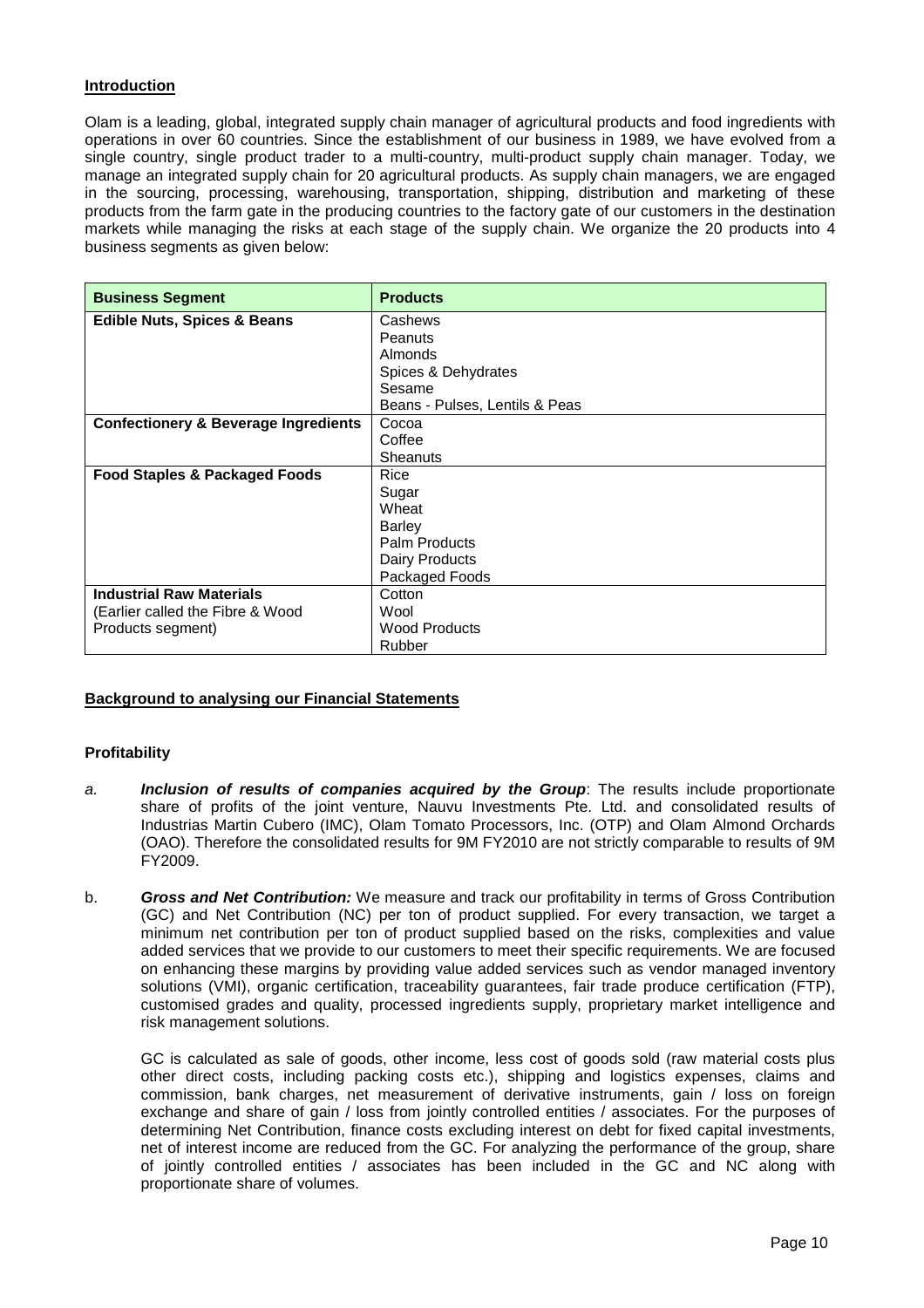## Introduction

Olam is a leading, global, integrated supply chain manager of agricultural products and food ingredients with operations in over 60 countries. Since the establishment of our business in 1989, we have evolved from a single country, single product trader to a multi-country, multi-product supply chain manager. Today, we manage an integrated supply chain for 20 agricultural products. As supply chain managers, we are engaged in the sourcing, processing, warehousing, transportation, shipping, distribution and marketing of these products from the farm gate in the producing countries to the factory gate of our customers in the destination markets while managing the risks at each stage of the supply chain. We organize the 20 products into 4 business segments as given below:

| Business Segment | Products |
|---|---|
| **Edible Nuts, Spices & Beans** | Cashews<br>Peanuts<br>Almonds<br>Spices & Dehydrates<br>Sesame<br>Beans - Pulses, Lentils & Peas |
| **Confectionery & Beverage Ingredients** | Cocoa<br>Coffee<br>Sheanuts |
| **Food Staples & Packaged Foods** | Rice<br>Sugar<br>Wheat<br>Barley<br>Palm Products<br>Dairy Products<br>Packaged Foods |
| **Industrial Raw Materials**<br>(Earlier called the Fibre & Wood Products segment) | Cotton<br>Wool<br>Wood Products<br>Rubber |

## Background to analysing our Financial Statements

### Profitability

a. ***Inclusion of results of companies acquired by the Group***: The results include proportionate share of profits of the joint venture, Nauvu Investments Pte. Ltd. and consolidated results of Industrias Martin Cubero (IMC), Olam Tomato Processors, Inc. (OTP) and Olam Almond Orchards (OAO). Therefore the consolidated results for 9M FY2010 are not strictly comparable to results of 9M FY2009.

b. ***Gross and Net Contribution:*** We measure and track our profitability in terms of Gross Contribution (GC) and Net Contribution (NC) per ton of product supplied. For every transaction, we target a minimum net contribution per ton of product supplied based on the risks, complexities and value added services that we provide to our customers to meet their specific requirements. We are focused on enhancing these margins by providing value added services such as vendor managed inventory solutions (VMI), organic certification, traceability guarantees, fair trade produce certification (FTP), customised grades and quality, processed ingredients supply, proprietary market intelligence and risk management solutions.

   GC is calculated as sale of goods, other income, less cost of goods sold (raw material costs plus other direct costs, including packing costs etc.), shipping and logistics expenses, claims and commission, bank charges, net measurement of derivative instruments, gain / loss on foreign exchange and share of gain / loss from jointly controlled entities / associates. For the purposes of determining Net Contribution, finance costs excluding interest on debt for fixed capital investments, net of interest income are reduced from the GC. For analyzing the performance of the group, share of jointly controlled entities / associates has been included in the GC and NC along with proportionate share of volumes.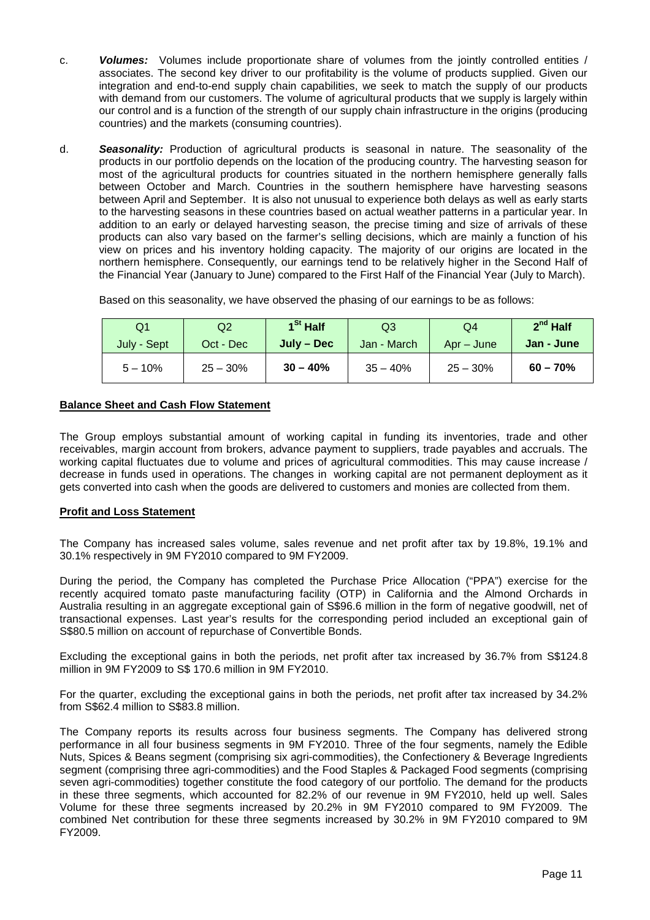c. ***Volumes:*** Volumes include proportionate share of volumes from the jointly controlled entities / associates. The second key driver to our profitability is the volume of products supplied. Given our integration and end-to-end supply chain capabilities, we seek to match the supply of our products with demand from our customers. The volume of agricultural products that we supply is largely within our control and is a function of the strength of our supply chain infrastructure in the origins (producing countries) and the markets (consuming countries).

d. ***Seasonality:*** Production of agricultural products is seasonal in nature. The seasonality of the products in our portfolio depends on the location of the producing country. The harvesting season for most of the agricultural products for countries situated in the northern hemisphere generally falls between October and March. Countries in the southern hemisphere have harvesting seasons between April and September. It is also not unusual to experience both delays as well as early starts to the harvesting seasons in these countries based on actual weather patterns in a particular year. In addition to an early or delayed harvesting season, the precise timing and size of arrivals of these products can also vary based on the farmer's selling decisions, which are mainly a function of his view on prices and his inventory holding capacity. The majority of our origins are located in the northern hemisphere. Consequently, our earnings tend to be relatively higher in the Second Half of the Financial Year (January to June) compared to the First Half of the Financial Year (July to March).

Based on this seasonality, we have observed the phasing of our earnings to be as follows:

| Q1 | Q2 | **1st Half** | Q3 | Q4 | **2nd Half** |
|---|---|---|---|---|---|
| July - Sept | Oct - Dec | **July – Dec** | Jan - March | Apr – June | **Jan - June** |
| 5 – 10% | 25 – 30% | **30 – 40%** | 35 – 40% | 25 – 30% | **60 – 70%** |

**Balance Sheet and Cash Flow Statement**

The Group employs substantial amount of working capital in funding its inventories, trade and other receivables, margin account from brokers, advance payment to suppliers, trade payables and accruals. The working capital fluctuates due to volume and prices of agricultural commodities. This may cause increase / decrease in funds used in operations. The changes in working capital are not permanent deployment as it gets converted into cash when the goods are delivered to customers and monies are collected from them.

**Profit and Loss Statement**

The Company has increased sales volume, sales revenue and net profit after tax by 19.8%, 19.1% and 30.1% respectively in 9M FY2010 compared to 9M FY2009.

During the period, the Company has completed the Purchase Price Allocation ("PPA") exercise for the recently acquired tomato paste manufacturing facility (OTP) in California and the Almond Orchards in Australia resulting in an aggregate exceptional gain of S$96.6 million in the form of negative goodwill, net of transactional expenses. Last year's results for the corresponding period included an exceptional gain of S$80.5 million on account of repurchase of Convertible Bonds.

Excluding the exceptional gains in both the periods, net profit after tax increased by 36.7% from S$124.8 million in 9M FY2009 to S$ 170.6 million in 9M FY2010.

For the quarter, excluding the exceptional gains in both the periods, net profit after tax increased by 34.2% from S$62.4 million to S$83.8 million.

The Company reports its results across four business segments. The Company has delivered strong performance in all four business segments in 9M FY2010. Three of the four segments, namely the Edible Nuts, Spices & Beans segment (comprising six agri-commodities), the Confectionery & Beverage Ingredients segment (comprising three agri-commodities) and the Food Staples & Packaged Food segments (comprising seven agri-commodities) together constitute the food category of our portfolio. The demand for the products in these three segments, which accounted for 82.2% of our revenue in 9M FY2010, held up well. Sales Volume for these three segments increased by 20.2% in 9M FY2010 compared to 9M FY2009. The combined Net contribution for these three segments increased by 30.2% in 9M FY2010 compared to 9M FY2009.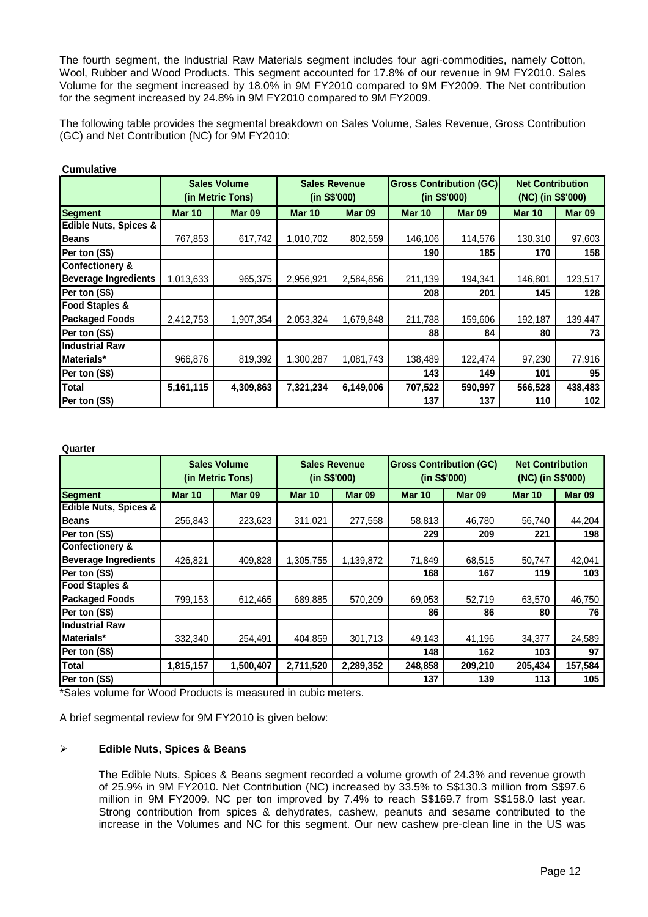The fourth segment, the Industrial Raw Materials segment includes four agri-commodities, namely Cotton, Wool, Rubber and Wood Products. This segment accounted for 17.8% of our revenue in 9M FY2010. Sales Volume for the segment increased by 18.0% in 9M FY2010 compared to 9M FY2009. The Net contribution for the segment increased by 24.8% in 9M FY2010 compared to 9M FY2009.

The following table provides the segmental breakdown on Sales Volume, Sales Revenue, Gross Contribution (GC) and Net Contribution (NC) for 9M FY2010:

**Cumulative**

| | Sales Volume (in Metric Tons) | | Sales Revenue (in S$'000) | | Gross Contribution (GC) (in S$'000) | | Net Contribution (NC) (in S$'000) | |
|---|---|---|---|---|---|---|---|---|
| **Segment** | **Mar 10** | **Mar 09** | **Mar 10** | **Mar 09** | **Mar 10** | **Mar 09** | **Mar 10** | **Mar 09** |
| **Edible Nuts, Spices & Beans** | 767,853 | 617,742 | 1,010,702 | 802,559 | 146,106 | 114,576 | 130,310 | 97,603 |
| **Per ton (S$)** | | | | | **190** | **185** | **170** | **158** |
| **Confectionery & Beverage Ingredients** | 1,013,633 | 965,375 | 2,956,921 | 2,584,856 | 211,139 | 194,341 | 146,801 | 123,517 |
| **Per ton (S$)** | | | | | **208** | **201** | **145** | **128** |
| **Food Staples & Packaged Foods** | 2,412,753 | 1,907,354 | 2,053,324 | 1,679,848 | 211,788 | 159,606 | 192,187 | 139,447 |
| **Per ton (S$)** | | | | | **88** | **84** | **80** | **73** |
| **Industrial Raw Materials*** | 966,876 | 819,392 | 1,300,287 | 1,081,743 | 138,489 | 122,474 | 97,230 | 77,916 |
| **Per ton (S$)** | | | | | **143** | **149** | **101** | **95** |
| **Total** | **5,161,115** | **4,309,863** | **7,321,234** | **6,149,006** | **707,522** | **590,997** | **566,528** | **438,483** |
| **Per ton (S$)** | | | | | **137** | **137** | **110** | **102** |

**Quarter**

| | Sales Volume (in Metric Tons) | | Sales Revenue (in S$'000) | | Gross Contribution (GC) (in S$'000) | | Net Contribution (NC) (in S$'000) | |
|---|---|---|---|---|---|---|---|---|
| **Segment** | **Mar 10** | **Mar 09** | **Mar 10** | **Mar 09** | **Mar 10** | **Mar 09** | **Mar 10** | **Mar 09** |
| **Edible Nuts, Spices & Beans** | 256,843 | 223,623 | 311,021 | 277,558 | 58,813 | 46,780 | 56,740 | 44,204 |
| **Per ton (S$)** | | | | | **229** | **209** | **221** | **198** |
| **Confectionery & Beverage Ingredients** | 426,821 | 409,828 | 1,305,755 | 1,139,872 | 71,849 | 68,515 | 50,747 | 42,041 |
| **Per ton (S$)** | | | | | **168** | **167** | **119** | **103** |
| **Food Staples & Packaged Foods** | 799,153 | 612,465 | 689,885 | 570,209 | 69,053 | 52,719 | 63,570 | 46,750 |
| **Per ton (S$)** | | | | | **86** | **86** | **80** | **76** |
| **Industrial Raw Materials*** | 332,340 | 254,491 | 404,859 | 301,713 | 49,143 | 41,196 | 34,377 | 24,589 |
| **Per ton (S$)** | | | | | **148** | **162** | **103** | **97** |
| **Total** | **1,815,157** | **1,500,407** | **2,711,520** | **2,289,352** | **248,858** | **209,210** | **205,434** | **157,584** |
| **Per ton (S$)** | | | | | **137** | **139** | **113** | **105** |

*Sales volume for Wood Products is measured in cubic meters.

A brief segmental review for 9M FY2010 is given below:

- **Edible Nuts, Spices & Beans**

  The Edible Nuts, Spices & Beans segment recorded a volume growth of 24.3% and revenue growth of 25.9% in 9M FY2010. Net Contribution (NC) increased by 33.5% to S$130.3 million from S$97.6 million in 9M FY2009. NC per ton improved by 7.4% to reach S$169.7 from S$158.0 last year. Strong contribution from spices & dehydrates, cashew, peanuts and sesame contributed to the increase in the Volumes and NC for this segment. Our new cashew pre-clean line in the US was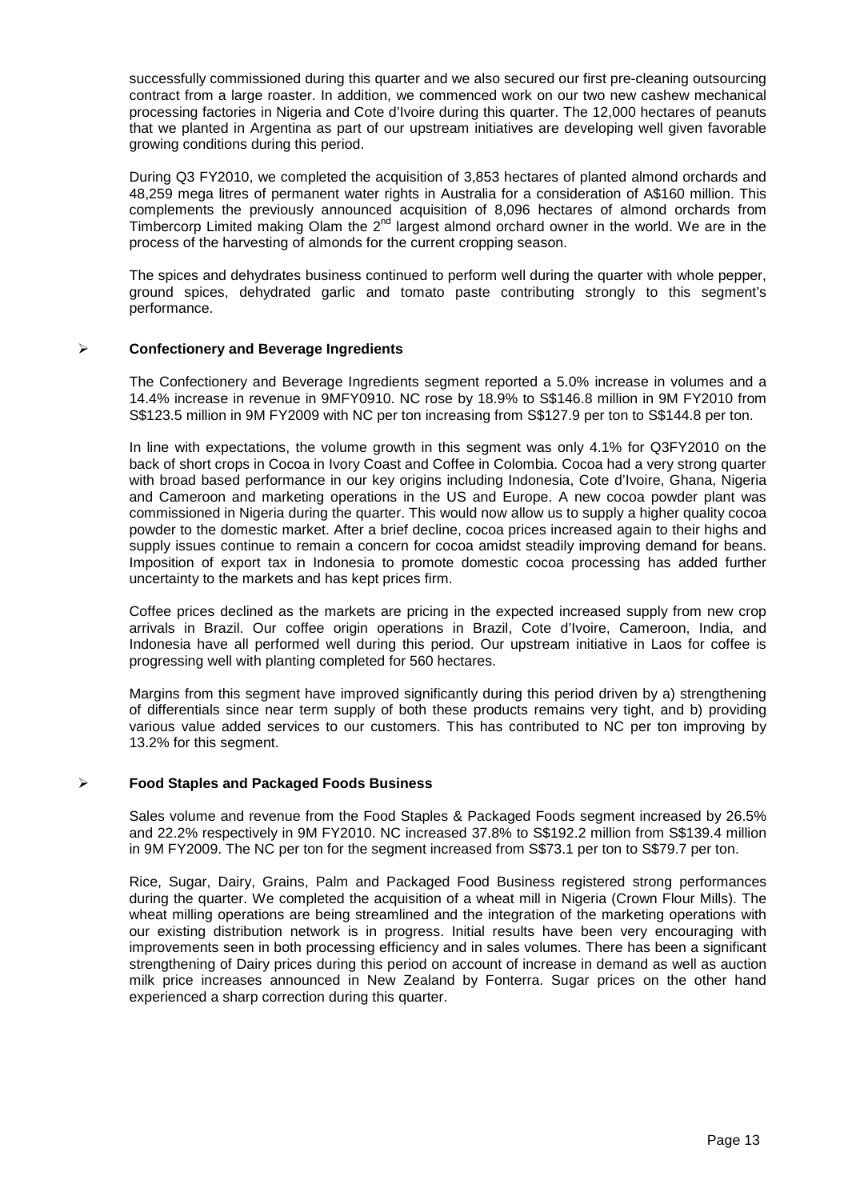successfully commissioned during this quarter and we also secured our first pre-cleaning outsourcing contract from a large roaster. In addition, we commenced work on our two new cashew mechanical processing factories in Nigeria and Cote d'Ivoire during this quarter. The 12,000 hectares of peanuts that we planted in Argentina as part of our upstream initiatives are developing well given favorable growing conditions during this period.

During Q3 FY2010, we completed the acquisition of 3,853 hectares of planted almond orchards and 48,259 mega litres of permanent water rights in Australia for a consideration of A$160 million. This complements the previously announced acquisition of 8,096 hectares of almond orchards from Timbercorp Limited making Olam the 2nd largest almond orchard owner in the world. We are in the process of the harvesting of almonds for the current cropping season.

The spices and dehydrates business continued to perform well during the quarter with whole pepper, ground spices, dehydrated garlic and tomato paste contributing strongly to this segment's performance.

- **Confectionery and Beverage Ingredients**

  The Confectionery and Beverage Ingredients segment reported a 5.0% increase in volumes and a 14.4% increase in revenue in 9MFY0910. NC rose by 18.9% to S$146.8 million in 9M FY2010 from S$123.5 million in 9M FY2009 with NC per ton increasing from S$127.9 per ton to S$144.8 per ton.

  In line with expectations, the volume growth in this segment was only 4.1% for Q3FY2010 on the back of short crops in Cocoa in Ivory Coast and Coffee in Colombia. Cocoa had a very strong quarter with broad based performance in our key origins including Indonesia, Cote d'Ivoire, Ghana, Nigeria and Cameroon and marketing operations in the US and Europe. A new cocoa powder plant was commissioned in Nigeria during the quarter. This would now allow us to supply a higher quality cocoa powder to the domestic market. After a brief decline, cocoa prices increased again to their highs and supply issues continue to remain a concern for cocoa amidst steadily improving demand for beans. Imposition of export tax in Indonesia to promote domestic cocoa processing has added further uncertainty to the markets and has kept prices firm.

  Coffee prices declined as the markets are pricing in the expected increased supply from new crop arrivals in Brazil. Our coffee origin operations in Brazil, Cote d'Ivoire, Cameroon, India, and Indonesia have all performed well during this period. Our upstream initiative in Laos for coffee is progressing well with planting completed for 560 hectares.

  Margins from this segment have improved significantly during this period driven by a) strengthening of differentials since near term supply of both these products remains very tight, and b) providing various value added services to our customers. This has contributed to NC per ton improving by 13.2% for this segment.

- **Food Staples and Packaged Foods Business**

  Sales volume and revenue from the Food Staples & Packaged Foods segment increased by 26.5% and 22.2% respectively in 9M FY2010. NC increased 37.8% to S$192.2 million from S$139.4 million in 9M FY2009. The NC per ton for the segment increased from S$73.1 per ton to S$79.7 per ton.

  Rice, Sugar, Dairy, Grains, Palm and Packaged Food Business registered strong performances during the quarter. We completed the acquisition of a wheat mill in Nigeria (Crown Flour Mills). The wheat milling operations are being streamlined and the integration of the marketing operations with our existing distribution network is in progress. Initial results have been very encouraging with improvements seen in both processing efficiency and in sales volumes. There has been a significant strengthening of Dairy prices during this period on account of increase in demand as well as auction milk price increases announced in New Zealand by Fonterra. Sugar prices on the other hand experienced a sharp correction during this quarter.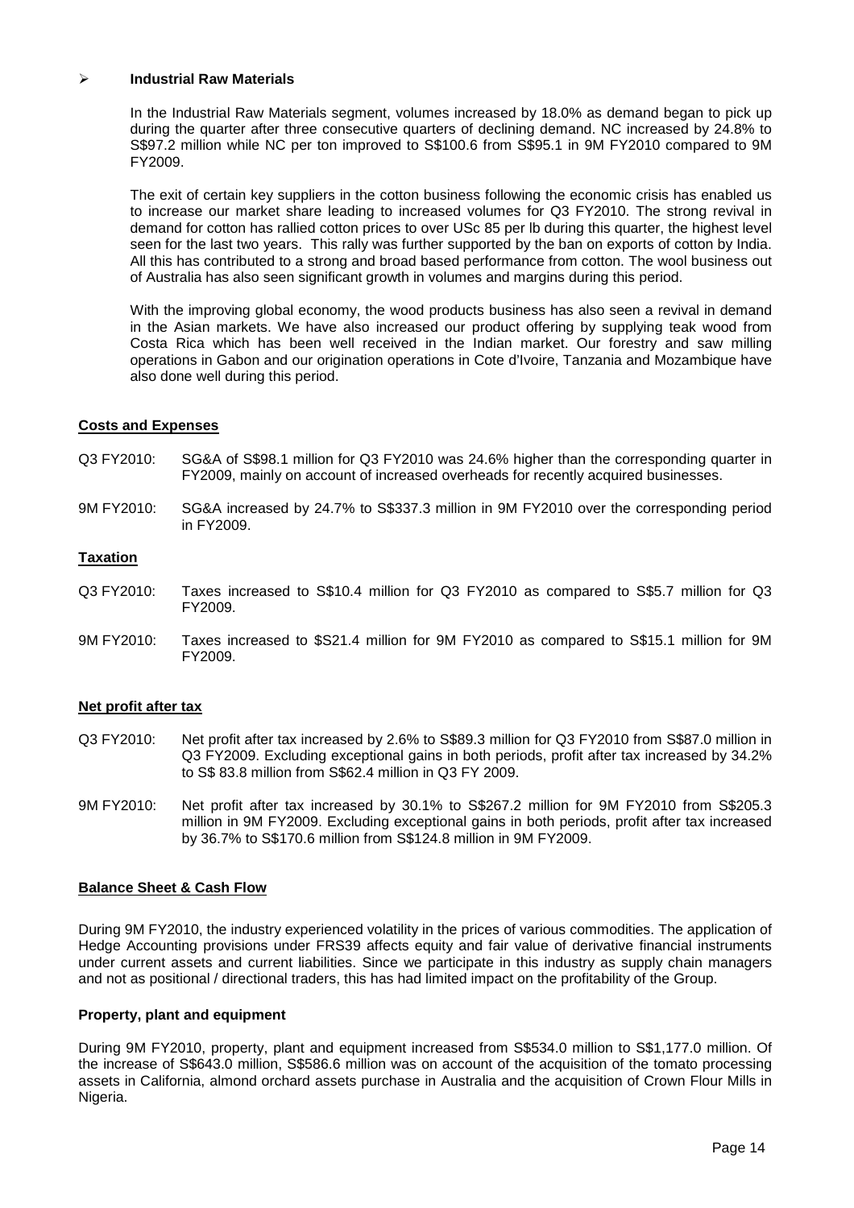- **Industrial Raw Materials**

  In the Industrial Raw Materials segment, volumes increased by 18.0% as demand began to pick up during the quarter after three consecutive quarters of declining demand. NC increased by 24.8% to S$97.2 million while NC per ton improved to S$100.6 from S$95.1 in 9M FY2010 compared to 9M FY2009.

  The exit of certain key suppliers in the cotton business following the economic crisis has enabled us to increase our market share leading to increased volumes for Q3 FY2010. The strong revival in demand for cotton has rallied cotton prices to over USc 85 per lb during this quarter, the highest level seen for the last two years. This rally was further supported by the ban on exports of cotton by India. All this has contributed to a strong and broad based performance from cotton. The wool business out of Australia has also seen significant growth in volumes and margins during this period.

  With the improving global economy, the wood products business has also seen a revival in demand in the Asian markets. We have also increased our product offering by supplying teak wood from Costa Rica which has been well received in the Indian market. Our forestry and saw milling operations in Gabon and our origination operations in Cote d'Ivoire, Tanzania and Mozambique have also done well during this period.

## Costs and Expenses

Q3 FY2010: SG&A of S$98.1 million for Q3 FY2010 was 24.6% higher than the corresponding quarter in FY2009, mainly on account of increased overheads for recently acquired businesses.

9M FY2010: SG&A increased by 24.7% to S$337.3 million in 9M FY2010 over the corresponding period in FY2009.

## Taxation

Q3 FY2010: Taxes increased to S$10.4 million for Q3 FY2010 as compared to S$5.7 million for Q3 FY2009.

9M FY2010: Taxes increased to $S21.4 million for 9M FY2010 as compared to S$15.1 million for 9M FY2009.

## Net profit after tax

Q3 FY2010: Net profit after tax increased by 2.6% to S$89.3 million for Q3 FY2010 from S$87.0 million in Q3 FY2009. Excluding exceptional gains in both periods, profit after tax increased by 34.2% to S$ 83.8 million from S$62.4 million in Q3 FY 2009.

9M FY2010: Net profit after tax increased by 30.1% to S$267.2 million for 9M FY2010 from S$205.3 million in 9M FY2009. Excluding exceptional gains in both periods, profit after tax increased by 36.7% to S$170.6 million from S$124.8 million in 9M FY2009.

## Balance Sheet & Cash Flow

During 9M FY2010, the industry experienced volatility in the prices of various commodities. The application of Hedge Accounting provisions under FRS39 affects equity and fair value of derivative financial instruments under current assets and current liabilities. Since we participate in this industry as supply chain managers and not as positional / directional traders, this has had limited impact on the profitability of the Group.

### Property, plant and equipment

During 9M FY2010, property, plant and equipment increased from S$534.0 million to S$1,177.0 million. Of the increase of S$643.0 million, S$586.6 million was on account of the acquisition of the tomato processing assets in California, almond orchard assets purchase in Australia and the acquisition of Crown Flour Mills in Nigeria.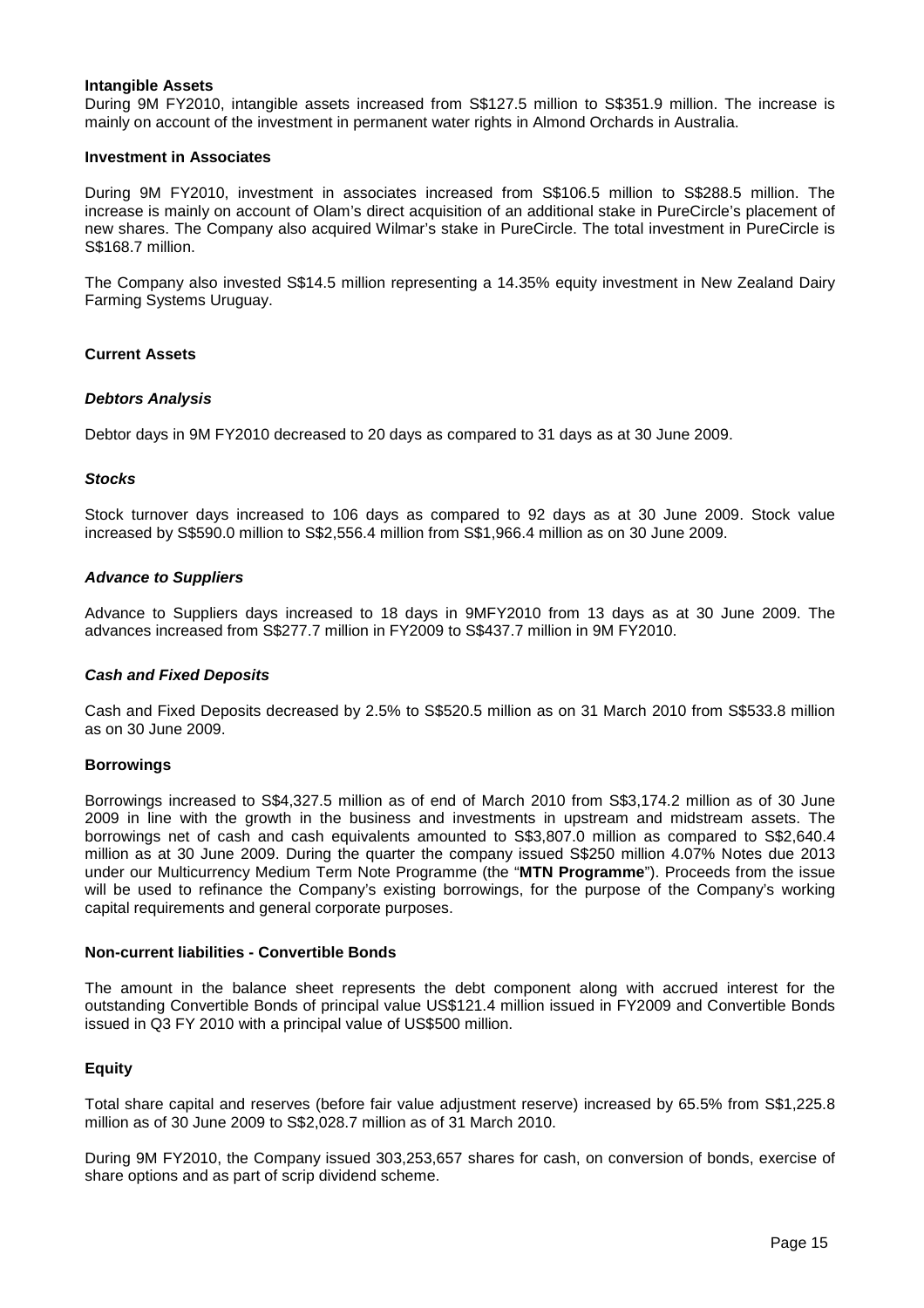**Intangible Assets**

During 9M FY2010, intangible assets increased from S$127.5 million to S$351.9 million. The increase is mainly on account of the investment in permanent water rights in Almond Orchards in Australia.

**Investment in Associates**

During 9M FY2010, investment in associates increased from S$106.5 million to S$288.5 million. The increase is mainly on account of Olam's direct acquisition of an additional stake in PureCircle's placement of new shares. The Company also acquired Wilmar's stake in PureCircle. The total investment in PureCircle is S$168.7 million.

The Company also invested S$14.5 million representing a 14.35% equity investment in New Zealand Dairy Farming Systems Uruguay.

**Current Assets**

***Debtors Analysis***

Debtor days in 9M FY2010 decreased to 20 days as compared to 31 days as at 30 June 2009.

***Stocks***

Stock turnover days increased to 106 days as compared to 92 days as at 30 June 2009. Stock value increased by S$590.0 million to S$2,556.4 million from S$1,966.4 million as on 30 June 2009.

***Advance to Suppliers***

Advance to Suppliers days increased to 18 days in 9MFY2010 from 13 days as at 30 June 2009. The advances increased from S$277.7 million in FY2009 to S$437.7 million in 9M FY2010.

***Cash and Fixed Deposits***

Cash and Fixed Deposits decreased by 2.5% to S$520.5 million as on 31 March 2010 from S$533.8 million as on 30 June 2009.

**Borrowings**

Borrowings increased to S$4,327.5 million as of end of March 2010 from S$3,174.2 million as of 30 June 2009 in line with the growth in the business and investments in upstream and midstream assets. The borrowings net of cash and cash equivalents amounted to S$3,807.0 million as compared to S$2,640.4 million as at 30 June 2009. During the quarter the company issued S$250 million 4.07% Notes due 2013 under our Multicurrency Medium Term Note Programme (the "**MTN Programme**"). Proceeds from the issue will be used to refinance the Company's existing borrowings, for the purpose of the Company's working capital requirements and general corporate purposes.

**Non-current liabilities - Convertible Bonds**

The amount in the balance sheet represents the debt component along with accrued interest for the outstanding Convertible Bonds of principal value US$121.4 million issued in FY2009 and Convertible Bonds issued in Q3 FY 2010 with a principal value of US$500 million.

**Equity**

Total share capital and reserves (before fair value adjustment reserve) increased by 65.5% from S$1,225.8 million as of 30 June 2009 to S$2,028.7 million as of 31 March 2010.

During 9M FY2010, the Company issued 303,253,657 shares for cash, on conversion of bonds, exercise of share options and as part of scrip dividend scheme.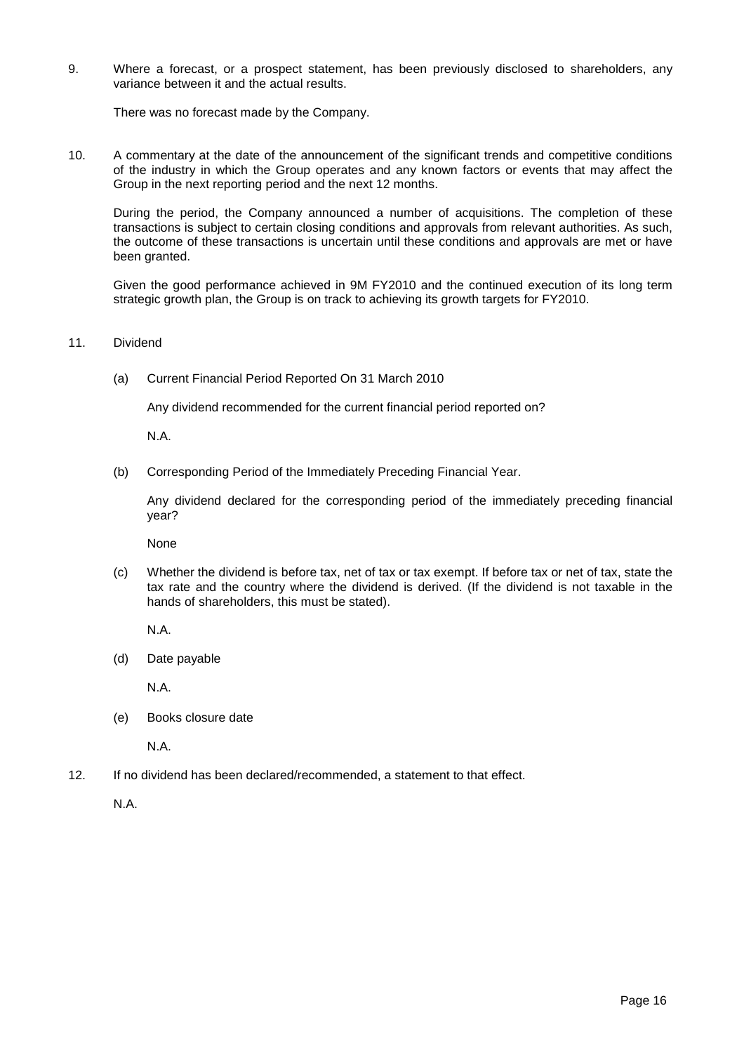9. Where a forecast, or a prospect statement, has been previously disclosed to shareholders, any variance between it and the actual results.

   There was no forecast made by the Company.

10. A commentary at the date of the announcement of the significant trends and competitive conditions of the industry in which the Group operates and any known factors or events that may affect the Group in the next reporting period and the next 12 months.

    During the period, the Company announced a number of acquisitions. The completion of these transactions is subject to certain closing conditions and approvals from relevant authorities. As such, the outcome of these transactions is uncertain until these conditions and approvals are met or have been granted.

    Given the good performance achieved in 9M FY2010 and the continued execution of its long term strategic growth plan, the Group is on track to achieving its growth targets for FY2010.

11. Dividend

    (a) Current Financial Period Reported On 31 March 2010

    Any dividend recommended for the current financial period reported on?

    N.A.

    (b) Corresponding Period of the Immediately Preceding Financial Year.

    Any dividend declared for the corresponding period of the immediately preceding financial year?

    None

    (c) Whether the dividend is before tax, net of tax or tax exempt. If before tax or net of tax, state the tax rate and the country where the dividend is derived. (If the dividend is not taxable in the hands of shareholders, this must be stated).

    N.A.

    (d) Date payable

    N.A.

    (e) Books closure date

    N.A.

12. If no dividend has been declared/recommended, a statement to that effect.

    N.A.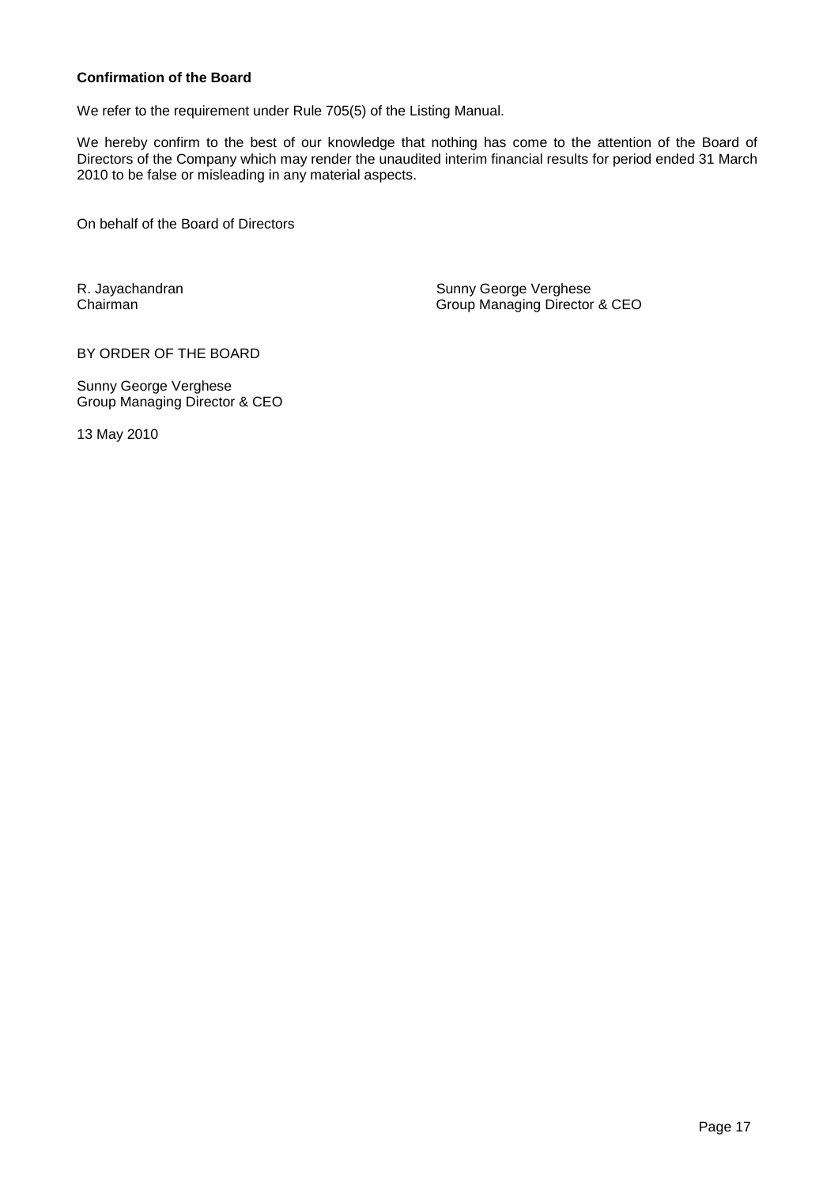**Confirmation of the Board**

We refer to the requirement under Rule 705(5) of the Listing Manual.

We hereby confirm to the best of our knowledge that nothing has come to the attention of the Board of Directors of the Company which may render the unaudited interim financial results for period ended 31 March 2010 to be false or misleading in any material aspects.

On behalf of the Board of Directors

| | |
|---|---|
| R. Jayachandran | Sunny George Verghese |
| Chairman | Group Managing Director & CEO |

BY ORDER OF THE BOARD

Sunny George Verghese
Group Managing Director & CEO

13 May 2010